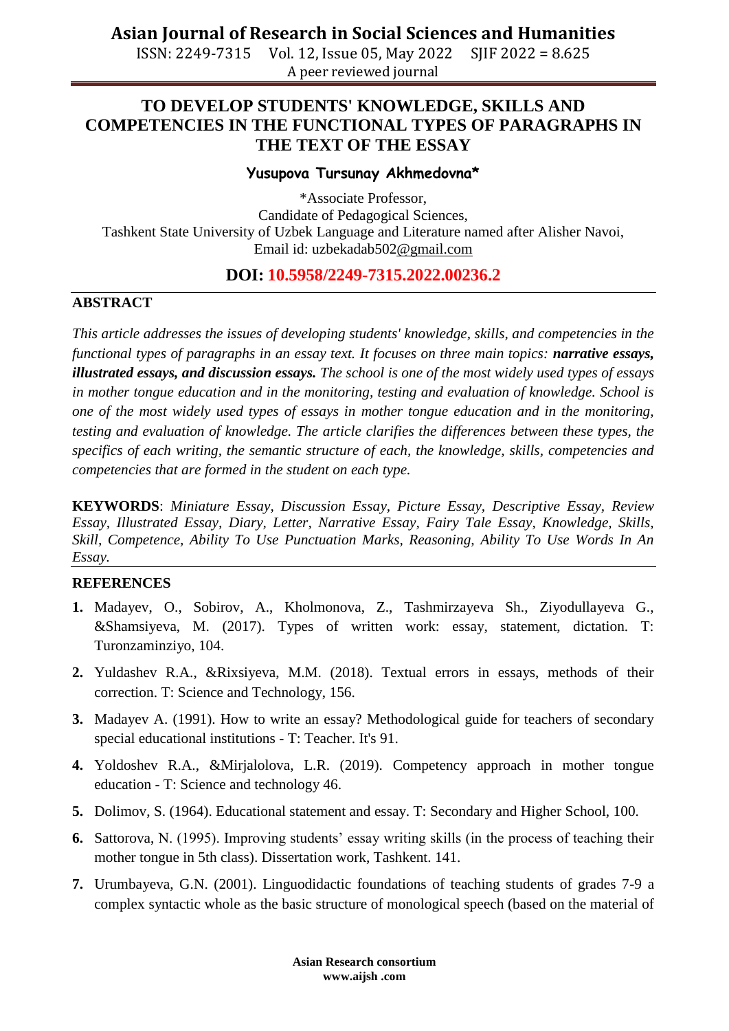# TO DEVELOP STUDENTS' KNOWLEDGE, SKILLS AND COMPETENCIES IN THE FUNCTIONAL TYPES OF PARAGRAPHS IN THE TEXT OF THE ESSAY

**Yusupova Tursunay Akhmedovna***

*Associate Professor,
Candidate of Pedagogical Sciences,
Tashkent State University of Uzbek Language and Literature named after Alisher Navoi,
Email id: uzbekadab502@gmail.com

**DOI: 10.5958/2249-7315.2022.00236.2**

## ABSTRACT

*This article addresses the issues of developing students' knowledge, skills, and competencies in the functional types of paragraphs in an essay text. It focuses on three main topics:* ***narrative essays, illustrated essays, and discussion essays.*** *The school is one of the most widely used types of essays in mother tongue education and in the monitoring, testing and evaluation of knowledge. School is one of the most widely used types of essays in mother tongue education and in the monitoring, testing and evaluation of knowledge. The article clarifies the differences between these types, the specifics of each writing, the semantic structure of each, the knowledge, skills, competencies and competencies that are formed in the student on each type.*

**KEYWORDS**: *Miniature Essay, Discussion Essay, Picture Essay, Descriptive Essay, Review Essay, Illustrated Essay, Diary, Letter, Narrative Essay, Fairy Tale Essay, Knowledge, Skills, Skill, Competence, Ability To Use Punctuation Marks, Reasoning, Ability To Use Words In An Essay.*

## REFERENCES

1. Madayev, O., Sobirov, A., Kholmonova, Z., Tashmirzayeva Sh., Ziyodullayeva G., &Shamsiyeva, M. (2017). Types of written work: essay, statement, dictation. T: Turonzaminziyo, 104.
2. Yuldashev R.A., &Rixsiyeva, M.M. (2018). Textual errors in essays, methods of their correction. T: Science and Technology, 156.
3. Madayev A. (1991). How to write an essay? Methodological guide for teachers of secondary special educational institutions - T: Teacher. It's 91.
4. Yoldoshev R.A., &Mirjalolova, L.R. (2019). Competency approach in mother tongue education - T: Science and technology 46.
5. Dolimov, S. (1964). Educational statement and essay. T: Secondary and Higher School, 100.
6. Sattorova, N. (1995). Improving students' essay writing skills (in the process of teaching their mother tongue in 5th class). Dissertation work, Tashkent. 141.
7. Urumbayeva, G.N. (2001). Linguodidactic foundations of teaching students of grades 7-9 a complex syntactic whole as the basic structure of monological speech (based on the material of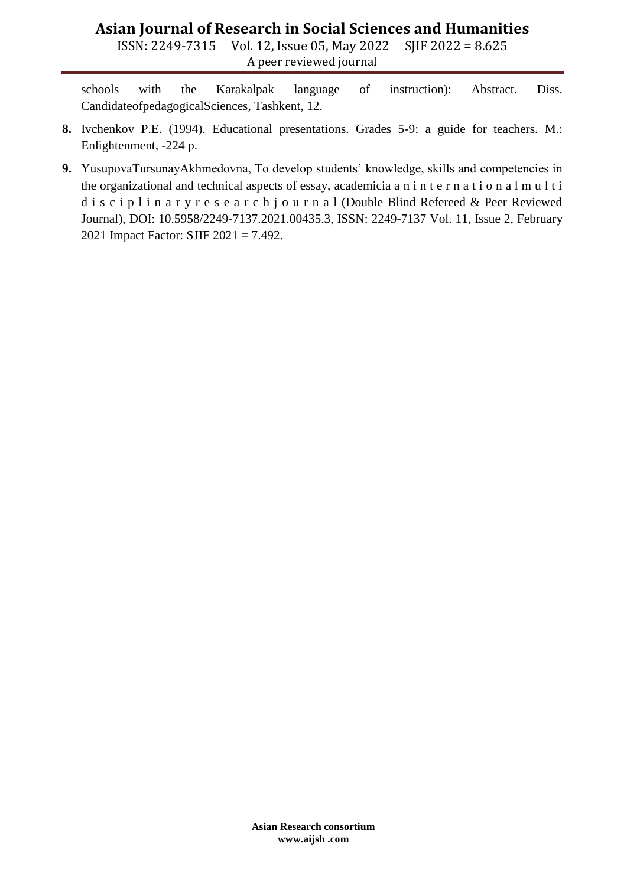schools with the Karakalpak language of instruction): Abstract. Diss. CandidateofpedagogicalSciences, Tashkent, 12.

**8.** Ivchenkov P.E. (1994). Educational presentations. Grades 5-9: a guide for teachers. M.: Enlightenment, -224 p.

**9.** YusupovaTursunayAkhmedovna, To develop students' knowledge, skills and competencies in the organizational and technical aspects of essay, academicia a n i n t e r n a t i o n a l m u l t i d i s c i p l i n a r y r e s e a r c h j o u r n a l (Double Blind Refereed & Peer Reviewed Journal), DOI: 10.5958/2249-7137.2021.00435.3, ISSN: 2249-7137 Vol. 11, Issue 2, February 2021 Impact Factor: SJIF 2021 = 7.492.